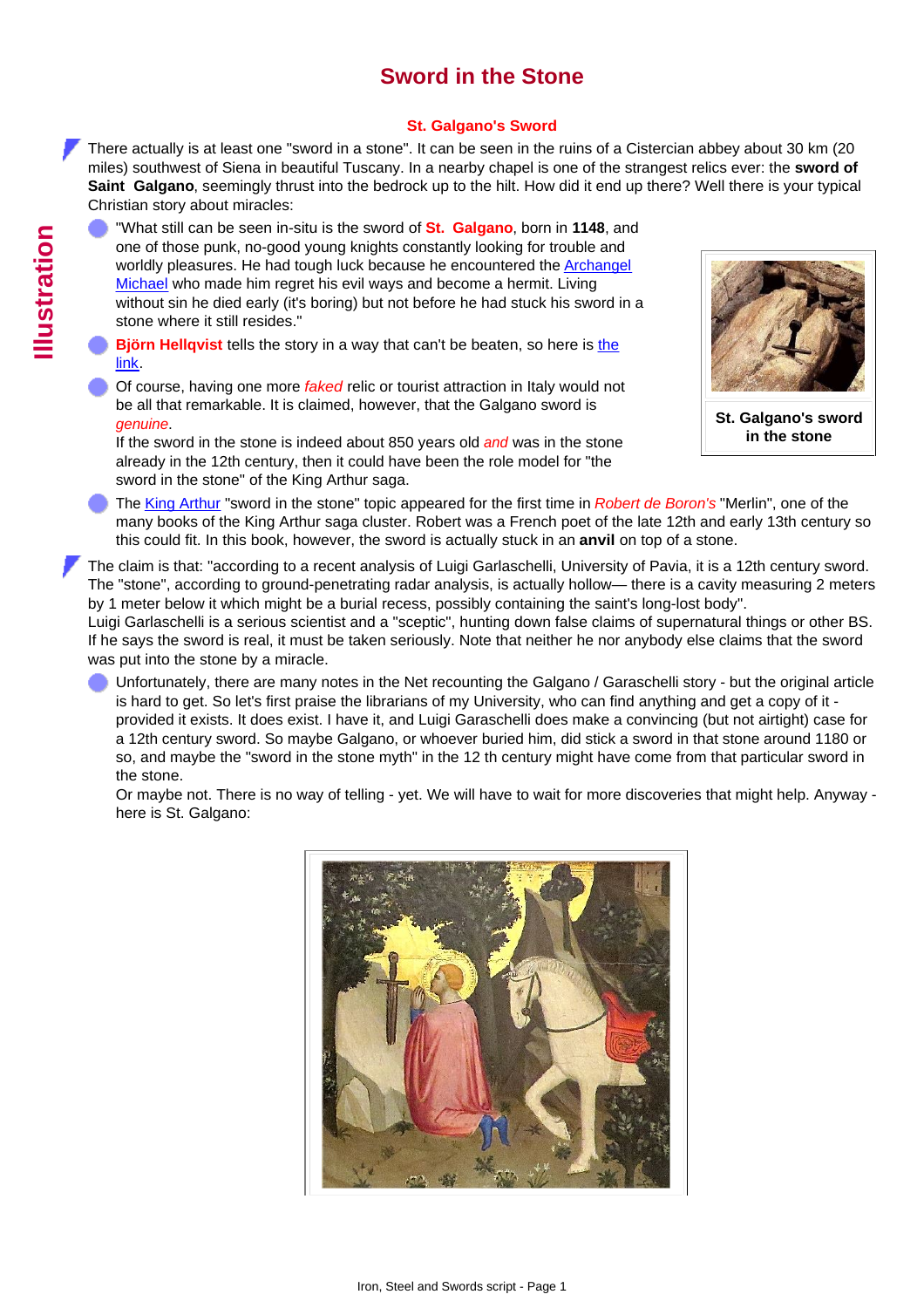# Sword in the Stone

### St. Galgano's Sword

There actually is at least one "sword in a stone". It can be seen in the ruins of a Cistercian abbey about 30 km (20 miles) southwest of Siena in beautiful Tuscany. In a nearby chapel is one of the strangest relics ever: the **sword of Saint Galgano**, seemingly thrust into the bedrock up to the hilt. How did it end up there? Well there is your typical Christian story about miracles:

- "What still can be seen in-situ is the sword of **St. Galgano**, born in **1148**, and one of those punk, no-good young knights constantly looking for trouble and worldly pleasures. He had tough luck because he encountered the Archangel Michael who made him regret his evil ways and become a hermit. Living without sin he died early (it's boring) but not before he had stuck his sword in a stone where it still resides."
- **Björn Hellqvist** tells the story in a way that can't be beaten, so here is the link.
- Of course, having one more *faked* relic or tourist attraction in Italy would not be all that remarkable. It is claimed, however, that the Galgano sword is *genuine*.
  If the sword in the stone is indeed about 850 years old *and* was in the stone already in the 12th century, then it could have been the role model for "the sword in the stone" of the King Arthur saga.
- The King Arthur "sword in the stone" topic appeared for the first time in *Robert de Boron's* "Merlin", one of the many books of the King Arthur saga cluster. Robert was a French poet of the late 12th and early 13th century so this could fit. In this book, however, the sword is actually stuck in an **anvil** on top of a stone.

**St. Galgano's sword in the stone**

The claim is that: "according to a recent analysis of Luigi Garlaschelli, University of Pavia, it is a 12th century sword. The "stone", according to ground-penetrating radar analysis, is actually hollow— there is a cavity measuring 2 meters by 1 meter below it which might be a burial recess, possibly containing the saint's long-lost body".
Luigi Garlaschelli is a serious scientist and a "sceptic", hunting down false claims of supernatural things or other BS. If he says the sword is real, it must be taken seriously. Note that neither he nor anybody else claims that the sword was put into the stone by a miracle.

- Unfortunately, there are many notes in the Net recounting the Galgano / Garaschelli story - but the original article is hard to get. So let's first praise the librarians of my University, who can find anything and get a copy of it - provided it exists. It does exist. I have it, and Luigi Garaschelli does make a convincing (but not airtight) case for a 12th century sword. So maybe Galgano, or whoever buried him, did stick a sword in that stone around 1180 or so, and maybe the "sword in the stone myth" in the 12 th century might have come from that particular sword in the stone.
  Or maybe not. There is no way of telling - yet. We will have to wait for more discoveries that might help. Anyway - here is St. Galgano: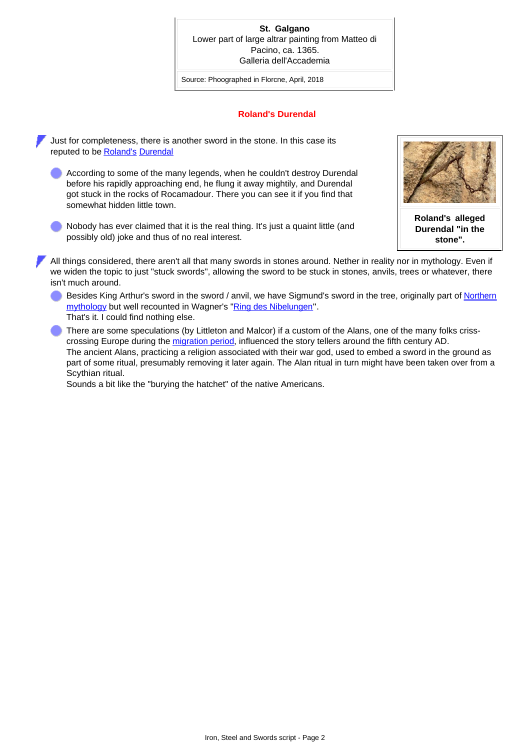**St. Galgano**
Lower part of large altrar painting from Matteo di Pacino, ca. 1365.
Galleria dell'Accademia

Source: Phoographed in Florcne, April, 2018

## Roland's Durendal

- Just for completeness, there is another sword in the stone. In this case its reputed to be Roland's Durendal
  - According to some of the many legends, when he couldn't destroy Durendal before his rapidly approaching end, he flung it away mightily, and Durendal got stuck in the rocks of Rocamadour. There you can see it if you find that somewhat hidden little town.
  - Nobody has ever claimed that it is the real thing. It's just a quaint little (and possibly old) joke and thus of no real interest.

**Roland's alleged Durendal "in the stone".**

- All things considered, there aren't all that many swords in stones around. Nether in reality nor in mythology. Even if we widen the topic to just "stuck swords", allowing the sword to be stuck in stones, anvils, trees or whatever, there isn't much around.
  - Besides King Arthur's sword in the sword / anvil, we have Sigmund's sword in the tree, originally part of Northern mythology but well recounted in Wagner's "Ring des Nibelungen".
    That's it. I could find nothing else.
  - There are some speculations (by Littleton and Malcor) if a custom of the Alans, one of the many folks criss-crossing Europe during the migration period, influenced the story tellers around the fifth century AD.
    The ancient Alans, practicing a religion associated with their war god, used to embed a sword in the ground as part of some ritual, presumably removing it later again. The Alan ritual in turn might have been taken over from a Scythian ritual.
    Sounds a bit like the "burying the hatchet" of the native Americans.